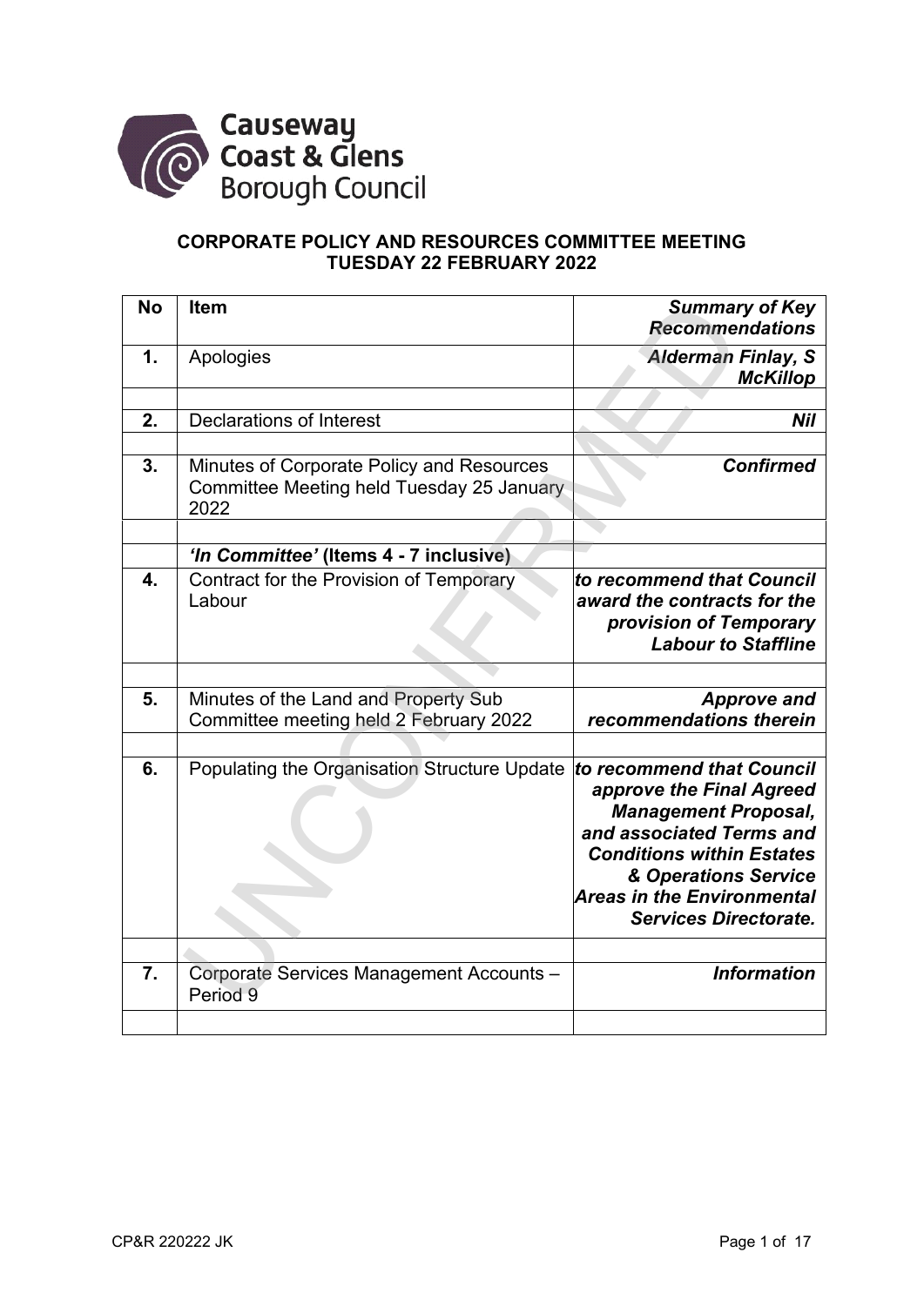Causeway Coast & Glens Borough Council

# CORPORATE POLICY AND RESOURCES COMMITTEE MEETING TUESDAY 22 FEBRUARY 2022

| No | Item | *Summary of Key Recommendations* |
|---|---|---|
| **1.** | Apologies | ***Alderman Finlay, S McKillop*** |
| | | |
| **2.** | Declarations of Interest | ***Nil*** |
| | | |
| **3.** | Minutes of Corporate Policy and Resources Committee Meeting held Tuesday 25 January 2022 | ***Confirmed*** |
| | | |
| | ***'In Committee'* (Items 4 - 7 inclusive)** | |
| **4.** | Contract for the Provision of Temporary Labour | ***to recommend that Council award the contracts for the provision of Temporary Labour to Staffline*** |
| | | |
| **5.** | Minutes of the Land and Property Sub Committee meeting held 2 February 2022 | ***Approve and recommendations therein*** |
| | | |
| **6.** | Populating the Organisation Structure Update | ***to recommend that Council approve the Final Agreed Management Proposal, and associated Terms and Conditions within Estates & Operations Service Areas in the Environmental Services Directorate.*** |
| | | |
| **7.** | Corporate Services Management Accounts – Period 9 | ***Information*** |
| | | |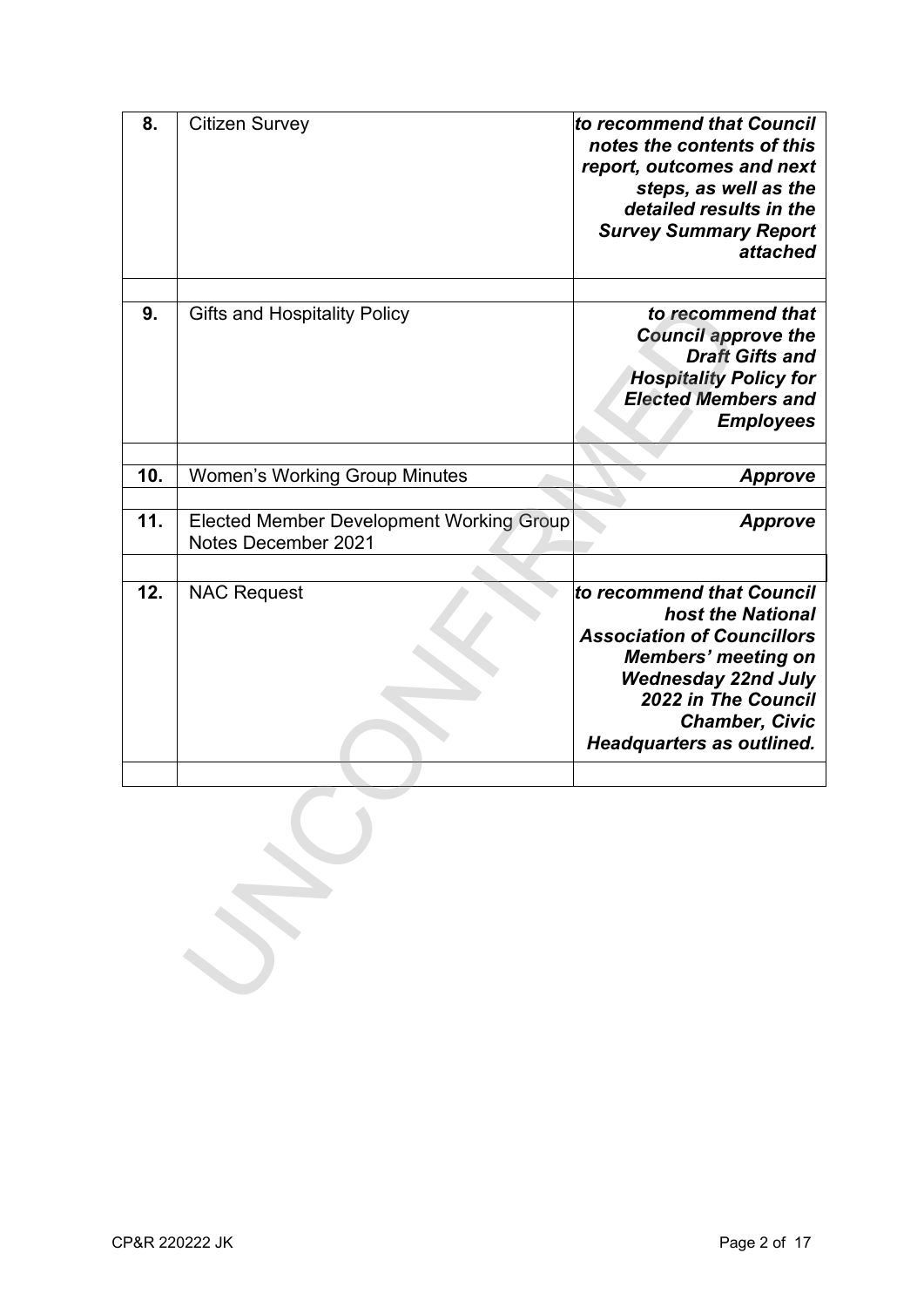| | | |
|---|---|---|
| **8.** | Citizen Survey | ***to recommend that Council notes the contents of this report, outcomes and next steps, as well as the detailed results in the Survey Summary Report attached*** |
| | | |
| **9.** | Gifts and Hospitality Policy | ***to recommend that Council approve the Draft Gifts and Hospitality Policy for Elected Members and Employees*** |
| | | |
| **10.** | Women's Working Group Minutes | ***Approve*** |
| | | |
| **11.** | Elected Member Development Working Group Notes December 2021 | ***Approve*** |
| | | |
| **12.** | NAC Request | ***to recommend that Council host the National Association of Councillors Members' meeting on Wednesday 22nd July 2022 in The Council Chamber, Civic Headquarters as outlined.*** |
| | | |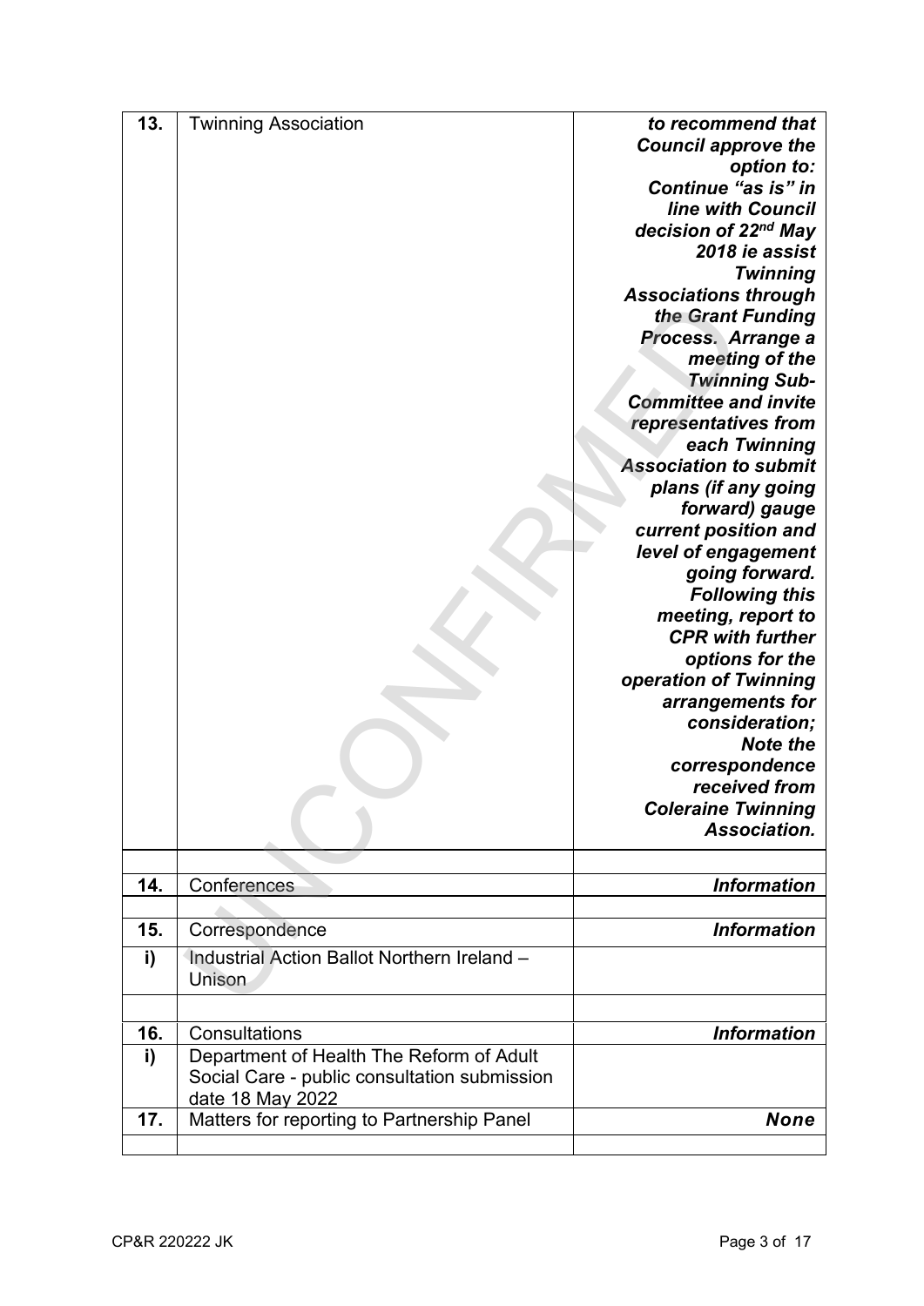| | | |
|---|---|---|
| **13.** | Twinning Association | ***to recommend that Council approve the option to: Continue "as is" in line with Council decision of 22nd May 2018 ie assist Twinning Associations through the Grant Funding Process. Arrange a meeting of the Twinning Sub-Committee and invite representatives from each Twinning Association to submit plans (if any going forward) gauge current position and level of engagement going forward. Following this meeting, report to CPR with further options for the operation of Twinning arrangements for consideration; Note the correspondence received from Coleraine Twinning Association.*** |
| | | |
| **14.** | Conferences | ***Information*** |
| | | |
| **15.** | Correspondence | ***Information*** |
| **i)** | Industrial Action Ballot Northern Ireland – Unison | |
| | | |
| **16.** | Consultations | ***Information*** |
| **i)** | Department of Health The Reform of Adult Social Care - public consultation submission date 18 May 2022 | |
| **17.** | Matters for reporting to Partnership Panel | ***None*** |
| | | |

UNCONFIRMED

CP&R 220222 JK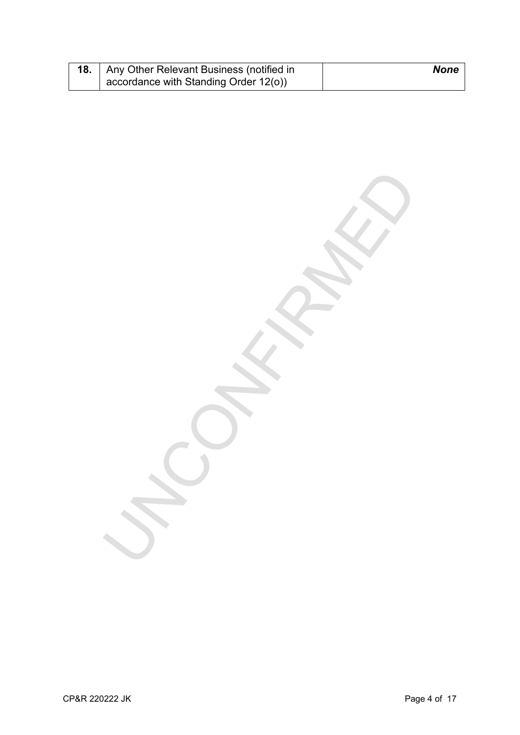| 18. | Any Other Relevant Business (notified in accordance with Standing Order 12(o)) | ***None*** |
|---|---|---|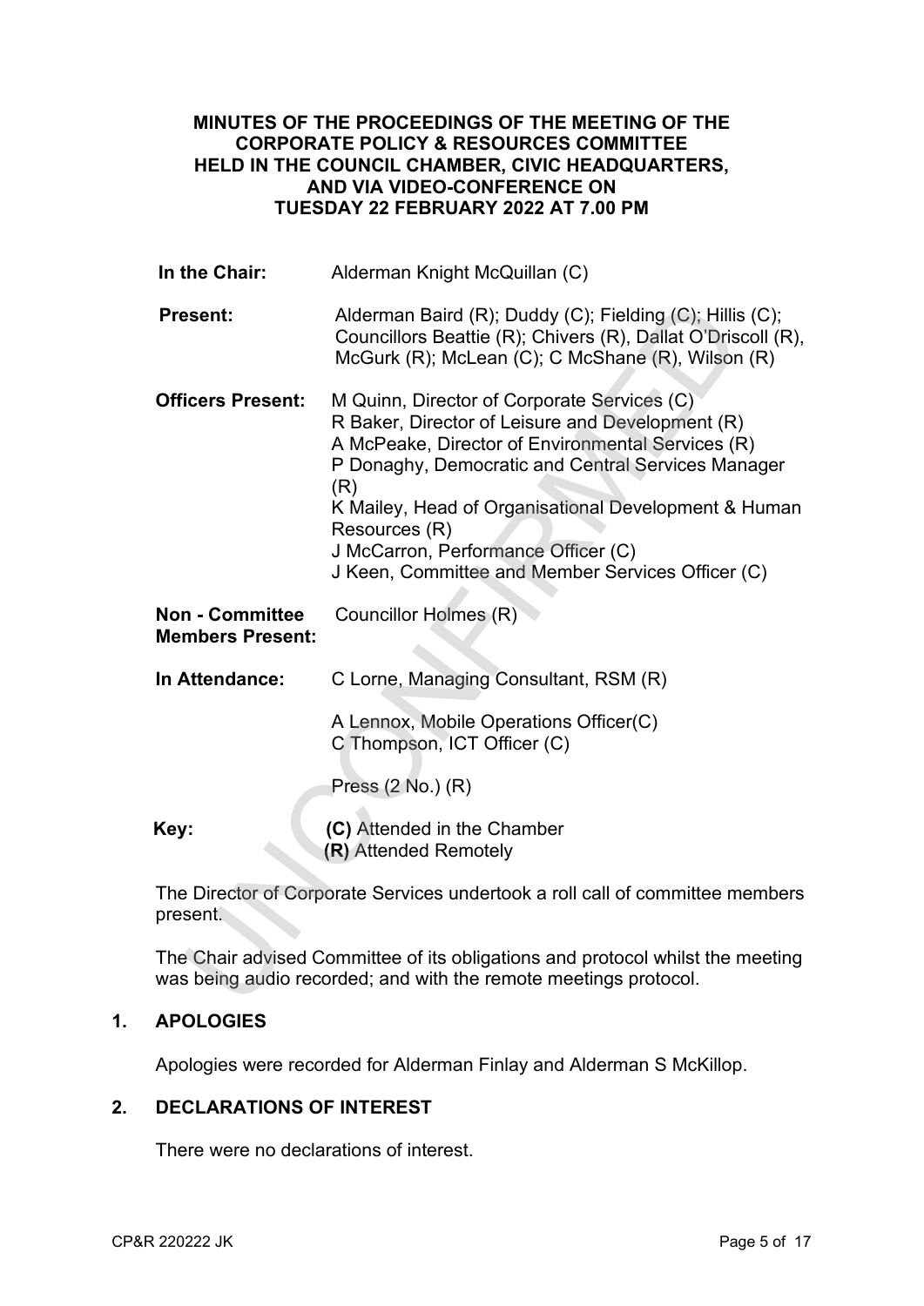**MINUTES OF THE PROCEEDINGS OF THE MEETING OF THE CORPORATE POLICY & RESOURCES COMMITTEE HELD IN THE COUNCIL CHAMBER, CIVIC HEADQUARTERS, AND VIA VIDEO-CONFERENCE ON TUESDAY 22 FEBRUARY 2022 AT 7.00 PM**

| | |
|---|---|
| **In the Chair:** | Alderman Knight McQuillan (C) |
| **Present:** | Alderman Baird (R); Duddy (C); Fielding (C); Hillis (C); Councillors Beattie (R); Chivers (R), Dallat O'Driscoll (R), McGurk (R); McLean (C); C McShane (R), Wilson (R) |
| **Officers Present:** | M Quinn, Director of Corporate Services (C)<br>R Baker, Director of Leisure and Development (R)<br>A McPeake, Director of Environmental Services (R)<br>P Donaghy, Democratic and Central Services Manager (R)<br>K Mailey, Head of Organisational Development & Human Resources (R)<br>J McCarron, Performance Officer (C)<br>J Keen, Committee and Member Services Officer (C) |
| **Non - Committee Members Present:** | Councillor Holmes (R) |
| **In Attendance:** | C Lorne, Managing Consultant, RSM (R)<br><br>A Lennox, Mobile Operations Officer(C)<br>C Thompson, ICT Officer (C)<br><br>Press (2 No.) (R) |
| **Key:** | **(C)** Attended in the Chamber<br>**(R)** Attended Remotely |

The Director of Corporate Services undertook a roll call of committee members present.

The Chair advised Committee of its obligations and protocol whilst the meeting was being audio recorded; and with the remote meetings protocol.

## 1. APOLOGIES

Apologies were recorded for Alderman Finlay and Alderman S McKillop.

## 2. DECLARATIONS OF INTEREST

There were no declarations of interest.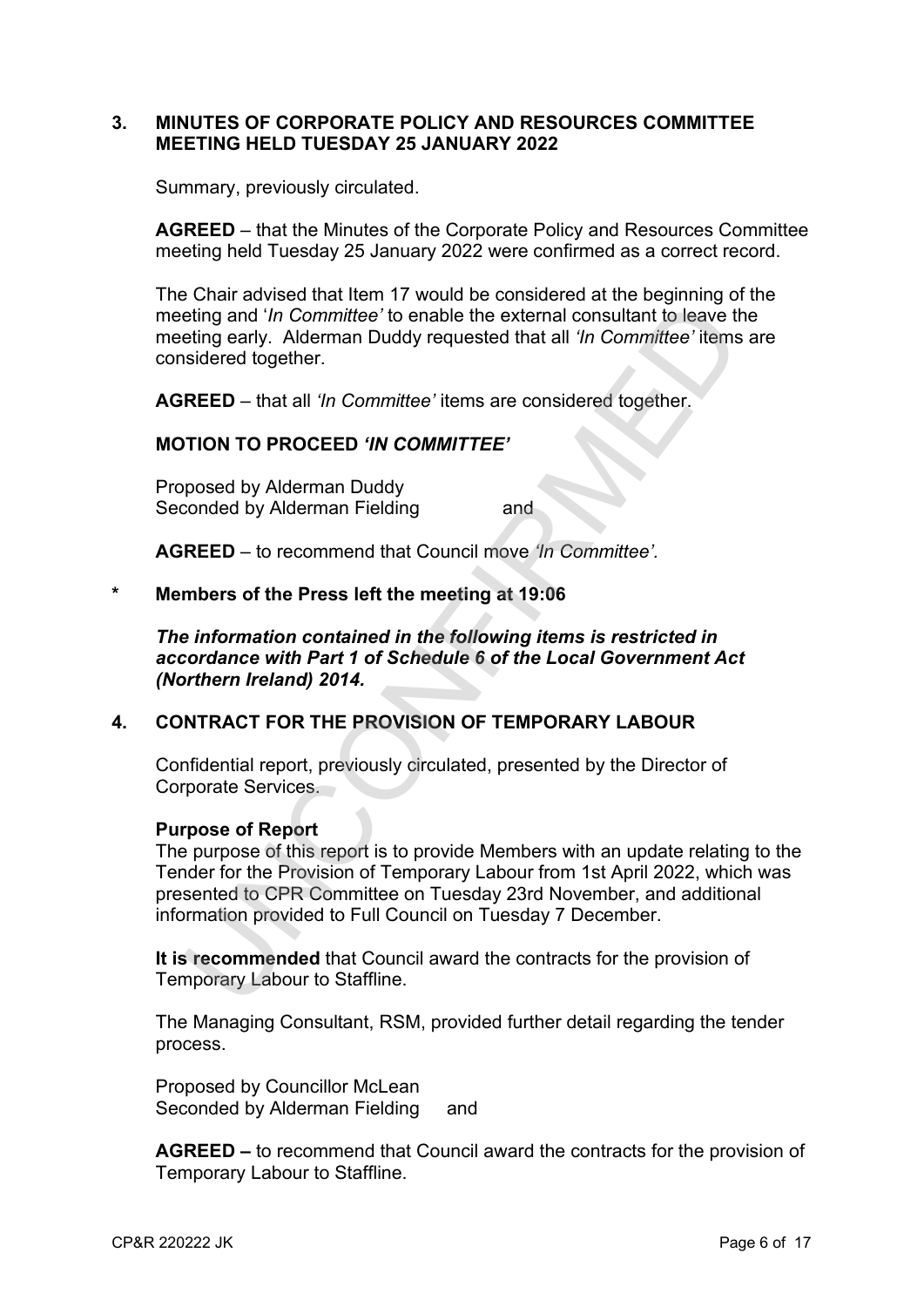## 3. MINUTES OF CORPORATE POLICY AND RESOURCES COMMITTEE MEETING HELD TUESDAY 25 JANUARY 2022

Summary, previously circulated.

**AGREED** – that the Minutes of the Corporate Policy and Resources Committee meeting held Tuesday 25 January 2022 were confirmed as a correct record.

The Chair advised that Item 17 would be considered at the beginning of the meeting and '*In Committee'* to enable the external consultant to leave the meeting early. Alderman Duddy requested that all *'In Committee'* items are considered together.

**AGREED** – that all *'In Committee'* items are considered together.

### MOTION TO PROCEED *'IN COMMITTEE'*

Proposed by Alderman Duddy
Seconded by Alderman Fielding and

**AGREED** – to recommend that Council move *'In Committee'.*

**\* Members of the Press left the meeting at 19:06**

***The information contained in the following items is restricted in accordance with Part 1 of Schedule 6 of the Local Government Act (Northern Ireland) 2014.***

## 4. CONTRACT FOR THE PROVISION OF TEMPORARY LABOUR

Confidential report, previously circulated, presented by the Director of Corporate Services.

**Purpose of Report**
The purpose of this report is to provide Members with an update relating to the Tender for the Provision of Temporary Labour from 1st April 2022, which was presented to CPR Committee on Tuesday 23rd November, and additional information provided to Full Council on Tuesday 7 December.

**It is recommended** that Council award the contracts for the provision of Temporary Labour to Staffline.

The Managing Consultant, RSM, provided further detail regarding the tender process.

Proposed by Councillor McLean
Seconded by Alderman Fielding and

**AGREED –** to recommend that Council award the contracts for the provision of Temporary Labour to Staffline.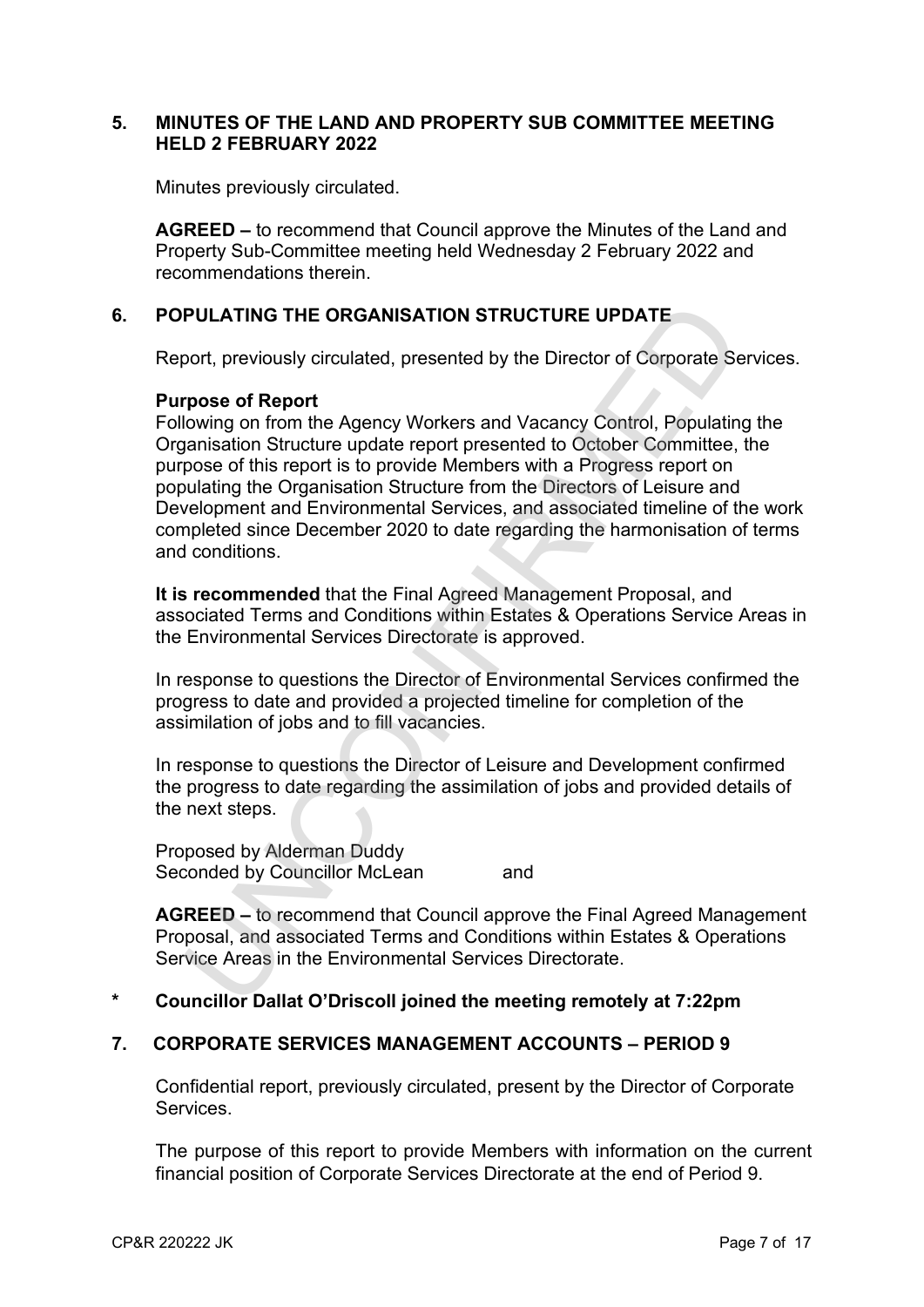## 5. MINUTES OF THE LAND AND PROPERTY SUB COMMITTEE MEETING HELD 2 FEBRUARY 2022

Minutes previously circulated.

**AGREED –** to recommend that Council approve the Minutes of the Land and Property Sub-Committee meeting held Wednesday 2 February 2022 and recommendations therein.

## 6. POPULATING THE ORGANISATION STRUCTURE UPDATE

Report, previously circulated, presented by the Director of Corporate Services.

**Purpose of Report**

Following on from the Agency Workers and Vacancy Control, Populating the Organisation Structure update report presented to October Committee, the purpose of this report is to provide Members with a Progress report on populating the Organisation Structure from the Directors of Leisure and Development and Environmental Services, and associated timeline of the work completed since December 2020 to date regarding the harmonisation of terms and conditions.

**It is recommended** that the Final Agreed Management Proposal, and associated Terms and Conditions within Estates & Operations Service Areas in the Environmental Services Directorate is approved.

In response to questions the Director of Environmental Services confirmed the progress to date and provided a projected timeline for completion of the assimilation of jobs and to fill vacancies.

In response to questions the Director of Leisure and Development confirmed the progress to date regarding the assimilation of jobs and provided details of the next steps.

Proposed by Alderman Duddy
Seconded by Councillor McLean and

**AGREED –** to recommend that Council approve the Final Agreed Management Proposal, and associated Terms and Conditions within Estates & Operations Service Areas in the Environmental Services Directorate.

**\* Councillor Dallat O'Driscoll joined the meeting remotely at 7:22pm**

## 7. CORPORATE SERVICES MANAGEMENT ACCOUNTS – PERIOD 9

Confidential report, previously circulated, present by the Director of Corporate Services.

The purpose of this report to provide Members with information on the current financial position of Corporate Services Directorate at the end of Period 9.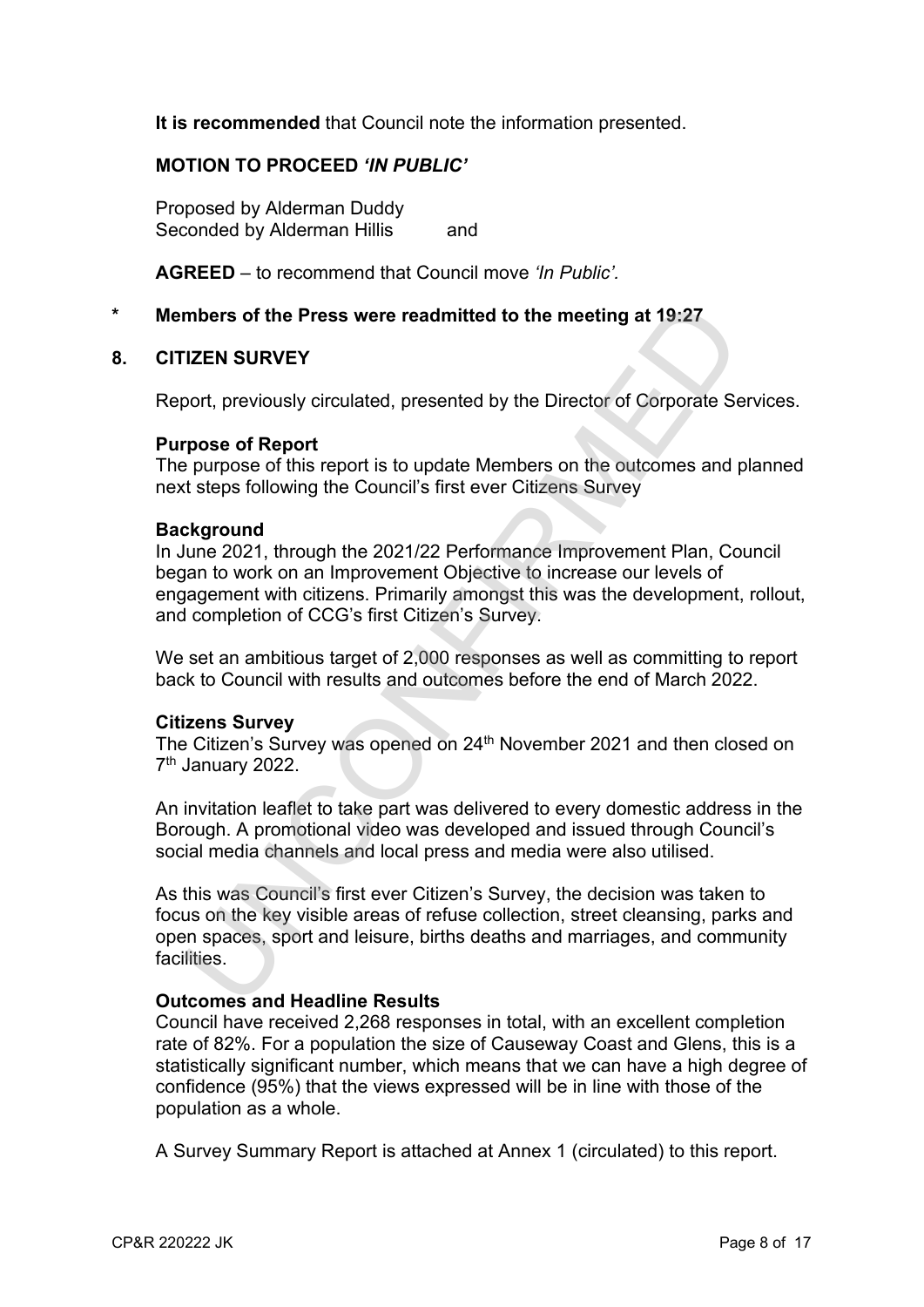**It is recommended** that Council note the information presented.

**MOTION TO PROCEED *'IN PUBLIC'***

Proposed by Alderman Duddy
Seconded by Alderman Hillis and

**AGREED** – to recommend that Council move *'In Public'*.

**\* Members of the Press were readmitted to the meeting at 19:27**

**8. CITIZEN SURVEY**

Report, previously circulated, presented by the Director of Corporate Services.

**Purpose of Report**
The purpose of this report is to update Members on the outcomes and planned next steps following the Council's first ever Citizens Survey

**Background**
In June 2021, through the 2021/22 Performance Improvement Plan, Council began to work on an Improvement Objective to increase our levels of engagement with citizens. Primarily amongst this was the development, rollout, and completion of CCG's first Citizen's Survey.

We set an ambitious target of 2,000 responses as well as committing to report back to Council with results and outcomes before the end of March 2022.

**Citizens Survey**
The Citizen's Survey was opened on 24th November 2021 and then closed on 7th January 2022.

An invitation leaflet to take part was delivered to every domestic address in the Borough. A promotional video was developed and issued through Council's social media channels and local press and media were also utilised.

As this was Council's first ever Citizen's Survey, the decision was taken to focus on the key visible areas of refuse collection, street cleansing, parks and open spaces, sport and leisure, births deaths and marriages, and community facilities.

**Outcomes and Headline Results**
Council have received 2,268 responses in total, with an excellent completion rate of 82%. For a population the size of Causeway Coast and Glens, this is a statistically significant number, which means that we can have a high degree of confidence (95%) that the views expressed will be in line with those of the population as a whole.

A Survey Summary Report is attached at Annex 1 (circulated) to this report.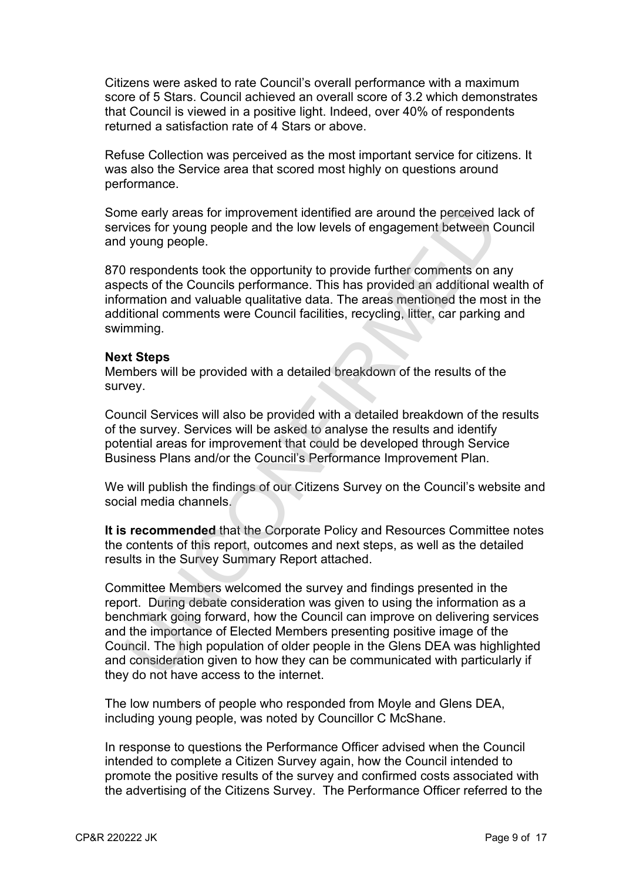Citizens were asked to rate Council's overall performance with a maximum score of 5 Stars. Council achieved an overall score of 3.2 which demonstrates that Council is viewed in a positive light. Indeed, over 40% of respondents returned a satisfaction rate of 4 Stars or above.

Refuse Collection was perceived as the most important service for citizens. It was also the Service area that scored most highly on questions around performance.

Some early areas for improvement identified are around the perceived lack of services for young people and the low levels of engagement between Council and young people.

870 respondents took the opportunity to provide further comments on any aspects of the Councils performance. This has provided an additional wealth of information and valuable qualitative data. The areas mentioned the most in the additional comments were Council facilities, recycling, litter, car parking and swimming.

**Next Steps**

Members will be provided with a detailed breakdown of the results of the survey.

Council Services will also be provided with a detailed breakdown of the results of the survey. Services will be asked to analyse the results and identify potential areas for improvement that could be developed through Service Business Plans and/or the Council's Performance Improvement Plan.

We will publish the findings of our Citizens Survey on the Council's website and social media channels.

**It is recommended** that the Corporate Policy and Resources Committee notes the contents of this report, outcomes and next steps, as well as the detailed results in the Survey Summary Report attached.

Committee Members welcomed the survey and findings presented in the report. During debate consideration was given to using the information as a benchmark going forward, how the Council can improve on delivering services and the importance of Elected Members presenting positive image of the Council. The high population of older people in the Glens DEA was highlighted and consideration given to how they can be communicated with particularly if they do not have access to the internet.

The low numbers of people who responded from Moyle and Glens DEA, including young people, was noted by Councillor C McShane.

In response to questions the Performance Officer advised when the Council intended to complete a Citizen Survey again, how the Council intended to promote the positive results of the survey and confirmed costs associated with the advertising of the Citizens Survey. The Performance Officer referred to the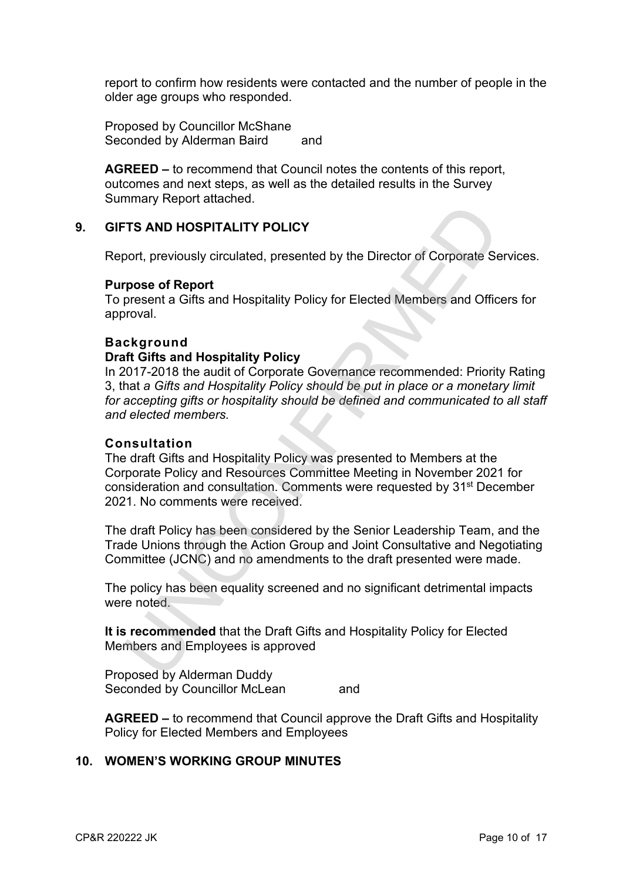report to confirm how residents were contacted and the number of people in the older age groups who responded.

Proposed by Councillor McShane
Seconded by Alderman Baird and

**AGREED –** to recommend that Council notes the contents of this report, outcomes and next steps, as well as the detailed results in the Survey Summary Report attached.

## 9. GIFTS AND HOSPITALITY POLICY

Report, previously circulated, presented by the Director of Corporate Services.

**Purpose of Report**
To present a Gifts and Hospitality Policy for Elected Members and Officers for approval.

**Background**
**Draft Gifts and Hospitality Policy**
In 2017-2018 the audit of Corporate Governance recommended: Priority Rating 3, that *a Gifts and Hospitality Policy should be put in place or a monetary limit for accepting gifts or hospitality should be defined and communicated to all staff and elected members.*

**Consultation**
The draft Gifts and Hospitality Policy was presented to Members at the Corporate Policy and Resources Committee Meeting in November 2021 for consideration and consultation. Comments were requested by 31st December 2021. No comments were received.

The draft Policy has been considered by the Senior Leadership Team, and the Trade Unions through the Action Group and Joint Consultative and Negotiating Committee (JCNC) and no amendments to the draft presented were made.

The policy has been equality screened and no significant detrimental impacts were noted.

**It is recommended** that the Draft Gifts and Hospitality Policy for Elected Members and Employees is approved

Proposed by Alderman Duddy
Seconded by Councillor McLean and

**AGREED –** to recommend that Council approve the Draft Gifts and Hospitality Policy for Elected Members and Employees

## 10. WOMEN'S WORKING GROUP MINUTES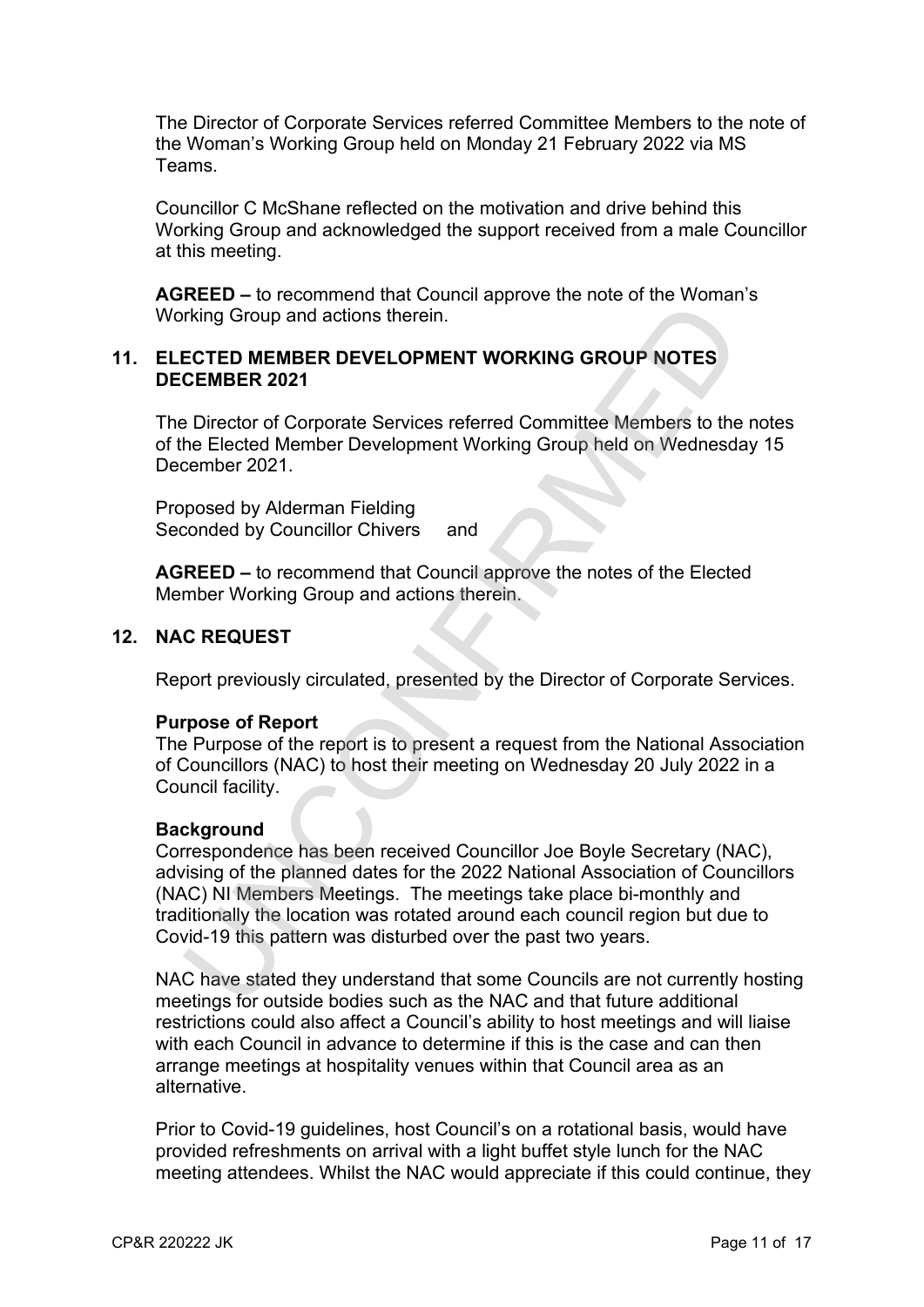The Director of Corporate Services referred Committee Members to the note of the Woman's Working Group held on Monday 21 February 2022 via MS Teams.

Councillor C McShane reflected on the motivation and drive behind this Working Group and acknowledged the support received from a male Councillor at this meeting.

**AGREED –** to recommend that Council approve the note of the Woman's Working Group and actions therein.

## 11. ELECTED MEMBER DEVELOPMENT WORKING GROUP NOTES DECEMBER 2021

The Director of Corporate Services referred Committee Members to the notes of the Elected Member Development Working Group held on Wednesday 15 December 2021.

Proposed by Alderman Fielding
Seconded by Councillor Chivers and

**AGREED –** to recommend that Council approve the notes of the Elected Member Working Group and actions therein.

## 12. NAC REQUEST

Report previously circulated, presented by the Director of Corporate Services.

**Purpose of Report**
The Purpose of the report is to present a request from the National Association of Councillors (NAC) to host their meeting on Wednesday 20 July 2022 in a Council facility.

**Background**
Correspondence has been received Councillor Joe Boyle Secretary (NAC), advising of the planned dates for the 2022 National Association of Councillors (NAC) NI Members Meetings. The meetings take place bi-monthly and traditionally the location was rotated around each council region but due to Covid-19 this pattern was disturbed over the past two years.

NAC have stated they understand that some Councils are not currently hosting meetings for outside bodies such as the NAC and that future additional restrictions could also affect a Council's ability to host meetings and will liaise with each Council in advance to determine if this is the case and can then arrange meetings at hospitality venues within that Council area as an alternative.

Prior to Covid-19 guidelines, host Council's on a rotational basis, would have provided refreshments on arrival with a light buffet style lunch for the NAC meeting attendees. Whilst the NAC would appreciate if this could continue, they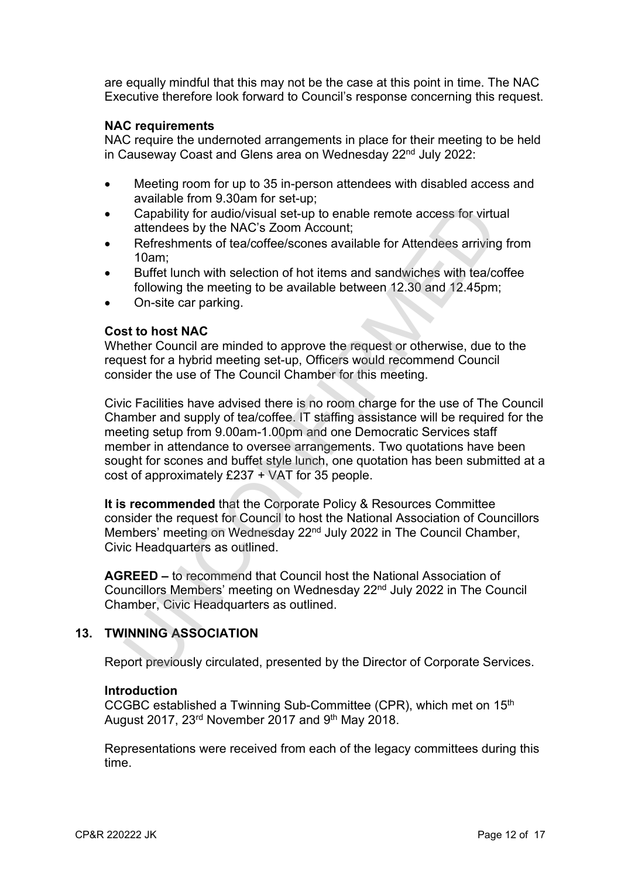are equally mindful that this may not be the case at this point in time. The NAC Executive therefore look forward to Council's response concerning this request.

**NAC requirements**

NAC require the undernoted arrangements in place for their meeting to be held in Causeway Coast and Glens area on Wednesday 22nd July 2022:

- Meeting room for up to 35 in-person attendees with disabled access and available from 9.30am for set-up;
- Capability for audio/visual set-up to enable remote access for virtual attendees by the NAC's Zoom Account;
- Refreshments of tea/coffee/scones available for Attendees arriving from 10am;
- Buffet lunch with selection of hot items and sandwiches with tea/coffee following the meeting to be available between 12.30 and 12.45pm;
- On-site car parking.

**Cost to host NAC**

Whether Council are minded to approve the request or otherwise, due to the request for a hybrid meeting set-up, Officers would recommend Council consider the use of The Council Chamber for this meeting.

Civic Facilities have advised there is no room charge for the use of The Council Chamber and supply of tea/coffee. IT staffing assistance will be required for the meeting setup from 9.00am-1.00pm and one Democratic Services staff member in attendance to oversee arrangements. Two quotations have been sought for scones and buffet style lunch, one quotation has been submitted at a cost of approximately £237 + VAT for 35 people.

**It is recommended** that the Corporate Policy & Resources Committee consider the request for Council to host the National Association of Councillors Members' meeting on Wednesday 22nd July 2022 in The Council Chamber, Civic Headquarters as outlined.

**AGREED –** to recommend that Council host the National Association of Councillors Members' meeting on Wednesday 22nd July 2022 in The Council Chamber, Civic Headquarters as outlined.

## 13. TWINNING ASSOCIATION

Report previously circulated, presented by the Director of Corporate Services.

**Introduction**

CCGBC established a Twinning Sub-Committee (CPR), which met on 15th August 2017, 23rd November 2017 and 9th May 2018.

Representations were received from each of the legacy committees during this time.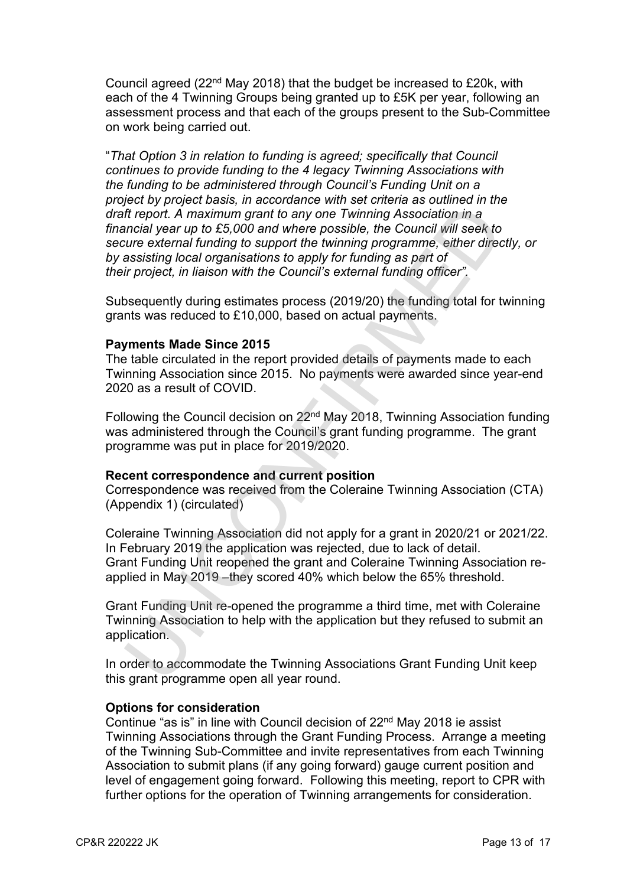Council agreed (22nd May 2018) that the budget be increased to £20k, with each of the 4 Twinning Groups being granted up to £5K per year, following an assessment process and that each of the groups present to the Sub-Committee on work being carried out.

"*That Option 3 in relation to funding is agreed; specifically that Council continues to provide funding to the 4 legacy Twinning Associations with the funding to be administered through Council's Funding Unit on a project by project basis, in accordance with set criteria as outlined in the draft report. A maximum grant to any one Twinning Association in a financial year up to £5,000 and where possible, the Council will seek to secure external funding to support the twinning programme, either directly, or by assisting local organisations to apply for funding as part of their project, in liaison with the Council's external funding officer".*

Subsequently during estimates process (2019/20) the funding total for twinning grants was reduced to £10,000, based on actual payments.

**Payments Made Since 2015**

The table circulated in the report provided details of payments made to each Twinning Association since 2015. No payments were awarded since year-end 2020 as a result of COVID.

Following the Council decision on 22nd May 2018, Twinning Association funding was administered through the Council's grant funding programme. The grant programme was put in place for 2019/2020.

**Recent correspondence and current position**

Correspondence was received from the Coleraine Twinning Association (CTA) (Appendix 1) (circulated)

Coleraine Twinning Association did not apply for a grant in 2020/21 or 2021/22. In February 2019 the application was rejected, due to lack of detail. Grant Funding Unit reopened the grant and Coleraine Twinning Association re-applied in May 2019 –they scored 40% which below the 65% threshold.

Grant Funding Unit re-opened the programme a third time, met with Coleraine Twinning Association to help with the application but they refused to submit an application.

In order to accommodate the Twinning Associations Grant Funding Unit keep this grant programme open all year round.

**Options for consideration**

Continue "as is" in line with Council decision of 22nd May 2018 ie assist Twinning Associations through the Grant Funding Process. Arrange a meeting of the Twinning Sub-Committee and invite representatives from each Twinning Association to submit plans (if any going forward) gauge current position and level of engagement going forward. Following this meeting, report to CPR with further options for the operation of Twinning arrangements for consideration.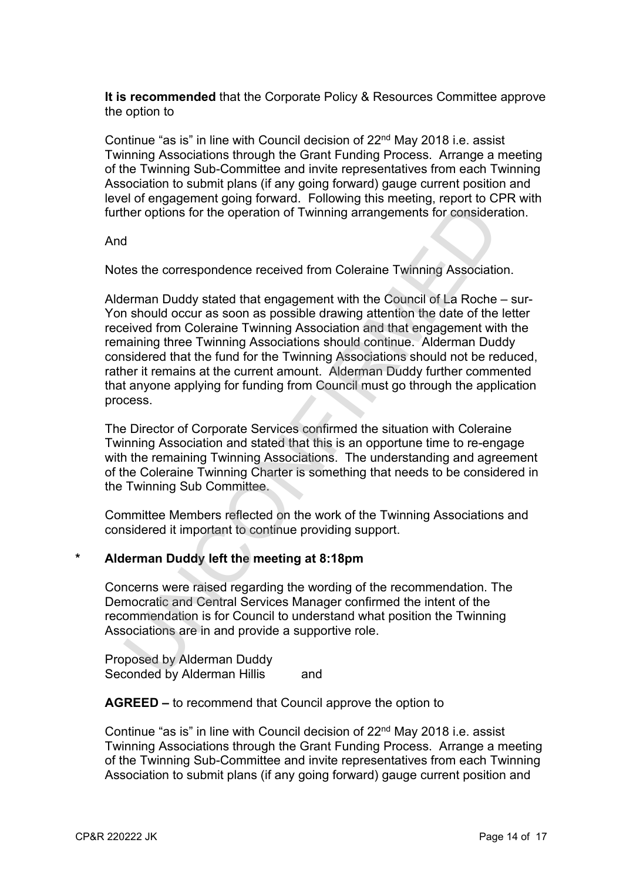**It is recommended** that the Corporate Policy & Resources Committee approve the option to

Continue "as is" in line with Council decision of 22nd May 2018 i.e. assist Twinning Associations through the Grant Funding Process. Arrange a meeting of the Twinning Sub-Committee and invite representatives from each Twinning Association to submit plans (if any going forward) gauge current position and level of engagement going forward. Following this meeting, report to CPR with further options for the operation of Twinning arrangements for consideration.

And

Notes the correspondence received from Coleraine Twinning Association.

Alderman Duddy stated that engagement with the Council of La Roche – sur-Yon should occur as soon as possible drawing attention the date of the letter received from Coleraine Twinning Association and that engagement with the remaining three Twinning Associations should continue. Alderman Duddy considered that the fund for the Twinning Associations should not be reduced, rather it remains at the current amount. Alderman Duddy further commented that anyone applying for funding from Council must go through the application process.

The Director of Corporate Services confirmed the situation with Coleraine Twinning Association and stated that this is an opportune time to re-engage with the remaining Twinning Associations. The understanding and agreement of the Coleraine Twinning Charter is something that needs to be considered in the Twinning Sub Committee.

Committee Members reflected on the work of the Twinning Associations and considered it important to continue providing support.

\* **Alderman Duddy left the meeting at 8:18pm**

Concerns were raised regarding the wording of the recommendation. The Democratic and Central Services Manager confirmed the intent of the recommendation is for Council to understand what position the Twinning Associations are in and provide a supportive role.

Proposed by Alderman Duddy
Seconded by Alderman Hillis and

**AGREED –** to recommend that Council approve the option to

Continue "as is" in line with Council decision of 22nd May 2018 i.e. assist Twinning Associations through the Grant Funding Process. Arrange a meeting of the Twinning Sub-Committee and invite representatives from each Twinning Association to submit plans (if any going forward) gauge current position and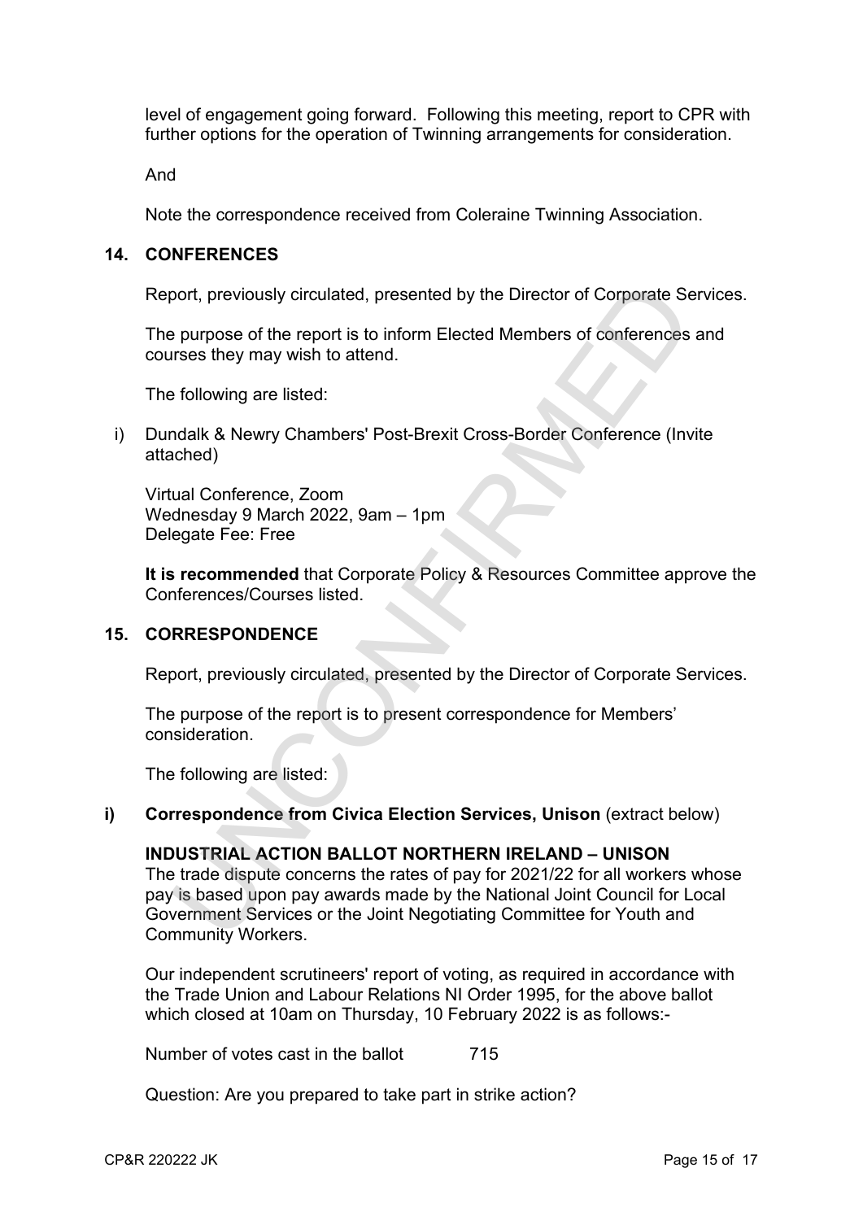level of engagement going forward. Following this meeting, report to CPR with further options for the operation of Twinning arrangements for consideration.

And

Note the correspondence received from Coleraine Twinning Association.

## 14. CONFERENCES

Report, previously circulated, presented by the Director of Corporate Services.

The purpose of the report is to inform Elected Members of conferences and courses they may wish to attend.

The following are listed:

i) Dundalk & Newry Chambers' Post-Brexit Cross-Border Conference (Invite attached)

Virtual Conference, Zoom
Wednesday 9 March 2022, 9am – 1pm
Delegate Fee: Free

**It is recommended** that Corporate Policy & Resources Committee approve the Conferences/Courses listed.

## 15. CORRESPONDENCE

Report, previously circulated, presented by the Director of Corporate Services.

The purpose of the report is to present correspondence for Members' consideration.

The following are listed:

**i) Correspondence from Civica Election Services, Unison** (extract below)

**INDUSTRIAL ACTION BALLOT NORTHERN IRELAND – UNISON**
The trade dispute concerns the rates of pay for 2021/22 for all workers whose pay is based upon pay awards made by the National Joint Council for Local Government Services or the Joint Negotiating Committee for Youth and Community Workers.

Our independent scrutineers' report of voting, as required in accordance with the Trade Union and Labour Relations NI Order 1995, for the above ballot which closed at 10am on Thursday, 10 February 2022 is as follows:-

Number of votes cast in the ballot 715

Question: Are you prepared to take part in strike action?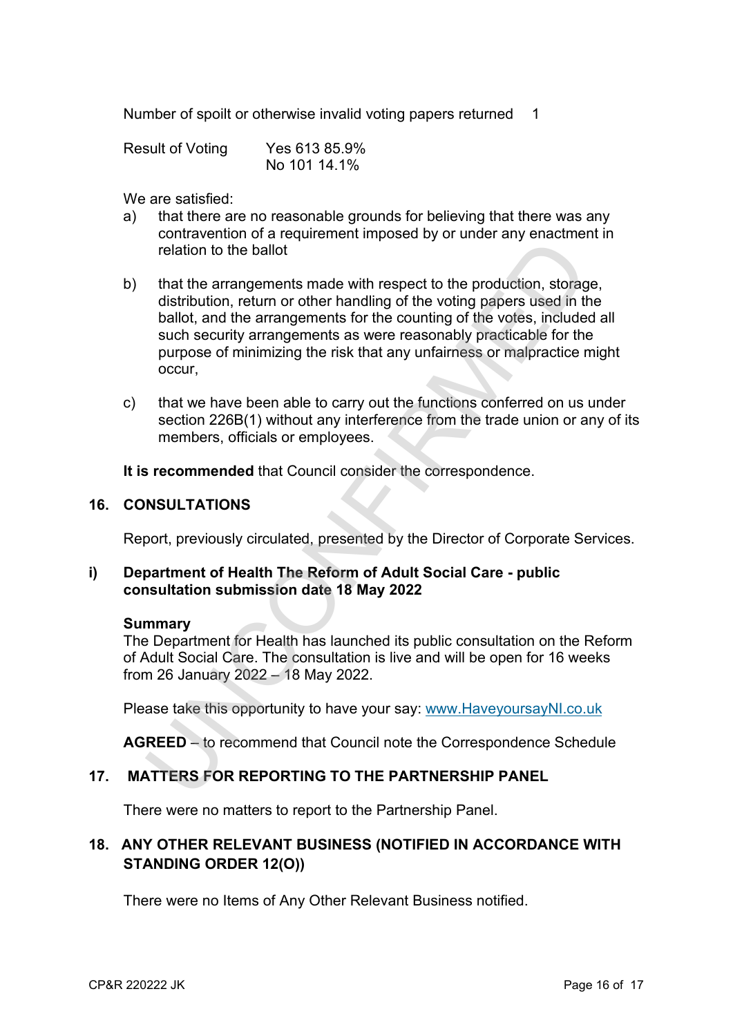Number of spoilt or otherwise invalid voting papers returned 1

Result of Voting Yes 613 85.9%
No 101 14.1%

We are satisfied:

a) that there are no reasonable grounds for believing that there was any contravention of a requirement imposed by or under any enactment in relation to the ballot

b) that the arrangements made with respect to the production, storage, distribution, return or other handling of the voting papers used in the ballot, and the arrangements for the counting of the votes, included all such security arrangements as were reasonably practicable for the purpose of minimizing the risk that any unfairness or malpractice might occur,

c) that we have been able to carry out the functions conferred on us under section 226B(1) without any interference from the trade union or any of its members, officials or employees.

**It is recommended** that Council consider the correspondence.

## 16. CONSULTATIONS

Report, previously circulated, presented by the Director of Corporate Services.

### i) Department of Health The Reform of Adult Social Care - public consultation submission date 18 May 2022

**Summary**
The Department for Health has launched its public consultation on the Reform of Adult Social Care. The consultation is live and will be open for 16 weeks from 26 January 2022 – 18 May 2022.

Please take this opportunity to have your say: www.HaveyoursayNI.co.uk

**AGREED** – to recommend that Council note the Correspondence Schedule

## 17. MATTERS FOR REPORTING TO THE PARTNERSHIP PANEL

There were no matters to report to the Partnership Panel.

## 18. ANY OTHER RELEVANT BUSINESS (NOTIFIED IN ACCORDANCE WITH STANDING ORDER 12(O))

There were no Items of Any Other Relevant Business notified.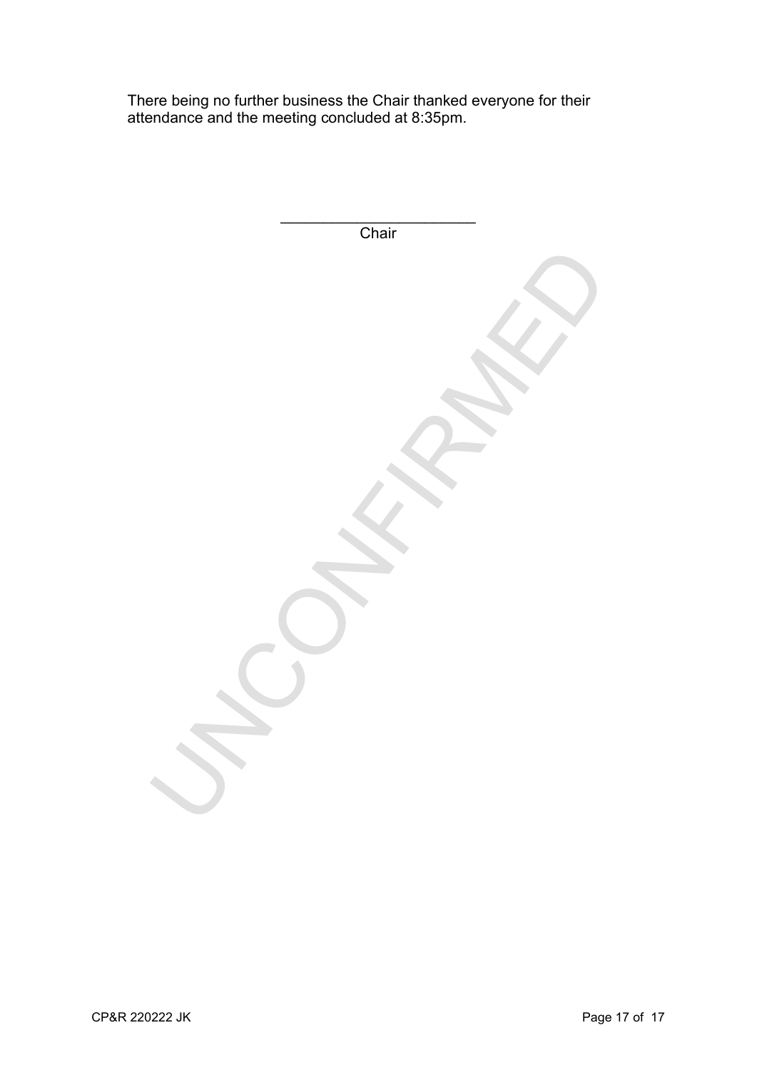There being no further business the Chair thanked everyone for their attendance and the meeting concluded at 8:35pm.

\_\_\_\_\_\_\_\_\_\_\_\_\_\_\_\_\_\_\_\_\_\_\_\_

Chair

UNCONFIRMED